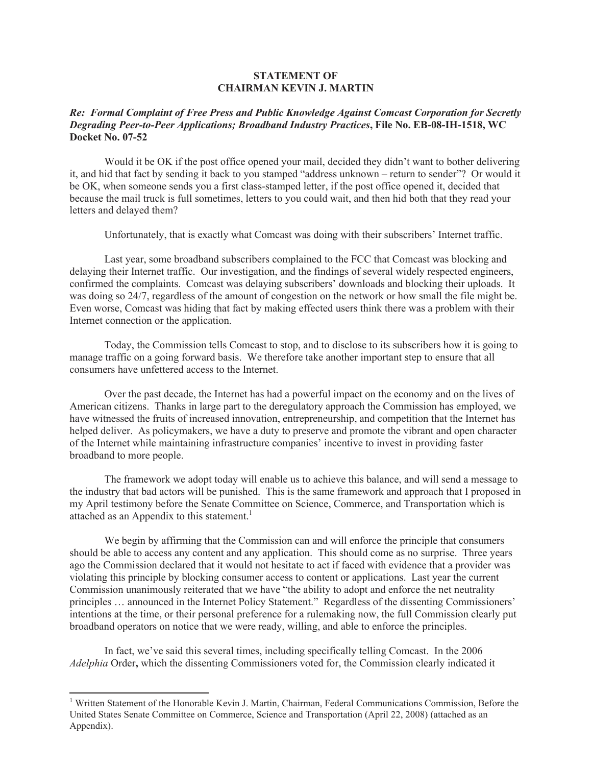**STATEMENT OF**
**CHAIRMAN KEVIN J. MARTIN**

***Re: Formal Complaint of Free Press and Public Knowledge Against Comcast Corporation for Secretly Degrading Peer-to-Peer Applications; Broadband Industry Practices*, File No. EB-08-IH-1518, WC Docket No. 07-52**

Would it be OK if the post office opened your mail, decided they didn't want to bother delivering it, and hid that fact by sending it back to you stamped "address unknown – return to sender"? Or would it be OK, when someone sends you a first class-stamped letter, if the post office opened it, decided that because the mail truck is full sometimes, letters to you could wait, and then hid both that they read your letters and delayed them?

Unfortunately, that is exactly what Comcast was doing with their subscribers' Internet traffic.

Last year, some broadband subscribers complained to the FCC that Comcast was blocking and delaying their Internet traffic. Our investigation, and the findings of several widely respected engineers, confirmed the complaints. Comcast was delaying subscribers' downloads and blocking their uploads. It was doing so 24/7, regardless of the amount of congestion on the network or how small the file might be. Even worse, Comcast was hiding that fact by making effected users think there was a problem with their Internet connection or the application.

Today, the Commission tells Comcast to stop, and to disclose to its subscribers how it is going to manage traffic on a going forward basis. We therefore take another important step to ensure that all consumers have unfettered access to the Internet.

Over the past decade, the Internet has had a powerful impact on the economy and on the lives of American citizens. Thanks in large part to the deregulatory approach the Commission has employed, we have witnessed the fruits of increased innovation, entrepreneurship, and competition that the Internet has helped deliver. As policymakers, we have a duty to preserve and promote the vibrant and open character of the Internet while maintaining infrastructure companies' incentive to invest in providing faster broadband to more people.

The framework we adopt today will enable us to achieve this balance, and will send a message to the industry that bad actors will be punished. This is the same framework and approach that I proposed in my April testimony before the Senate Committee on Science, Commerce, and Transportation which is attached as an Appendix to this statement.[1]

We begin by affirming that the Commission can and will enforce the principle that consumers should be able to access any content and any application. This should come as no surprise. Three years ago the Commission declared that it would not hesitate to act if faced with evidence that a provider was violating this principle by blocking consumer access to content or applications. Last year the current Commission unanimously reiterated that we have "the ability to adopt and enforce the net neutrality principles … announced in the Internet Policy Statement." Regardless of the dissenting Commissioners' intentions at the time, or their personal preference for a rulemaking now, the full Commission clearly put broadband operators on notice that we were ready, willing, and able to enforce the principles.

In fact, we've said this several times, including specifically telling Comcast. In the 2006 *Adelphia* Order**,** which the dissenting Commissioners voted for, the Commission clearly indicated it

[1] Written Statement of the Honorable Kevin J. Martin, Chairman, Federal Communications Commission, Before the United States Senate Committee on Commerce, Science and Transportation (April 22, 2008) (attached as an Appendix).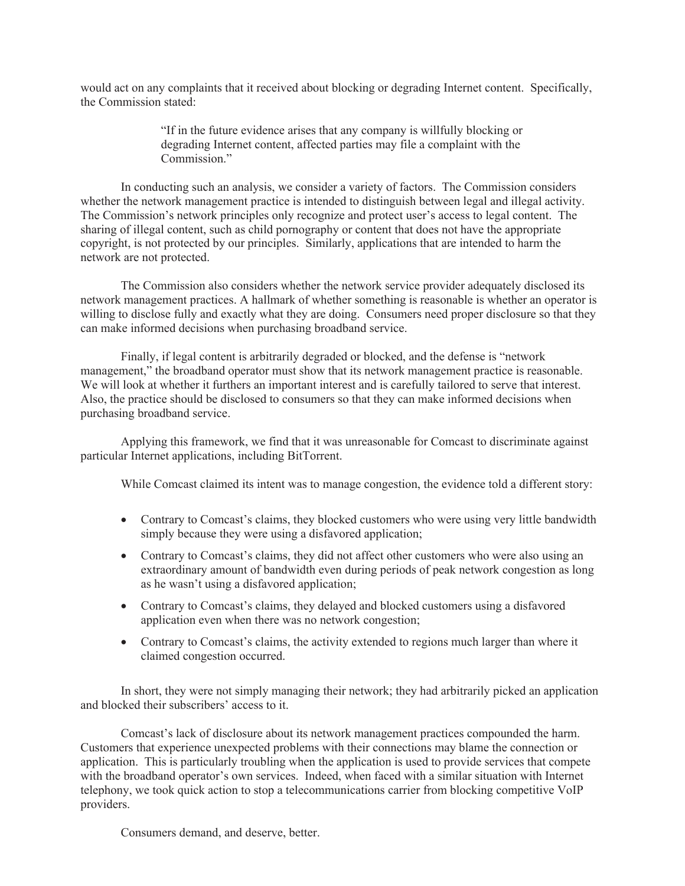would act on any complaints that it received about blocking or degrading Internet content. Specifically, the Commission stated:

> "If in the future evidence arises that any company is willfully blocking or degrading Internet content, affected parties may file a complaint with the Commission."

In conducting such an analysis, we consider a variety of factors. The Commission considers whether the network management practice is intended to distinguish between legal and illegal activity. The Commission's network principles only recognize and protect user's access to legal content. The sharing of illegal content, such as child pornography or content that does not have the appropriate copyright, is not protected by our principles. Similarly, applications that are intended to harm the network are not protected.

The Commission also considers whether the network service provider adequately disclosed its network management practices. A hallmark of whether something is reasonable is whether an operator is willing to disclose fully and exactly what they are doing. Consumers need proper disclosure so that they can make informed decisions when purchasing broadband service.

Finally, if legal content is arbitrarily degraded or blocked, and the defense is "network management," the broadband operator must show that its network management practice is reasonable. We will look at whether it furthers an important interest and is carefully tailored to serve that interest. Also, the practice should be disclosed to consumers so that they can make informed decisions when purchasing broadband service.

Applying this framework, we find that it was unreasonable for Comcast to discriminate against particular Internet applications, including BitTorrent.

While Comcast claimed its intent was to manage congestion, the evidence told a different story:

- Contrary to Comcast's claims, they blocked customers who were using very little bandwidth simply because they were using a disfavored application;
- Contrary to Comcast's claims, they did not affect other customers who were also using an extraordinary amount of bandwidth even during periods of peak network congestion as long as he wasn't using a disfavored application;
- Contrary to Comcast's claims, they delayed and blocked customers using a disfavored application even when there was no network congestion;
- Contrary to Comcast's claims, the activity extended to regions much larger than where it claimed congestion occurred.

In short, they were not simply managing their network; they had arbitrarily picked an application and blocked their subscribers' access to it.

Comcast's lack of disclosure about its network management practices compounded the harm. Customers that experience unexpected problems with their connections may blame the connection or application. This is particularly troubling when the application is used to provide services that compete with the broadband operator's own services. Indeed, when faced with a similar situation with Internet telephony, we took quick action to stop a telecommunications carrier from blocking competitive VoIP providers.

Consumers demand, and deserve, better.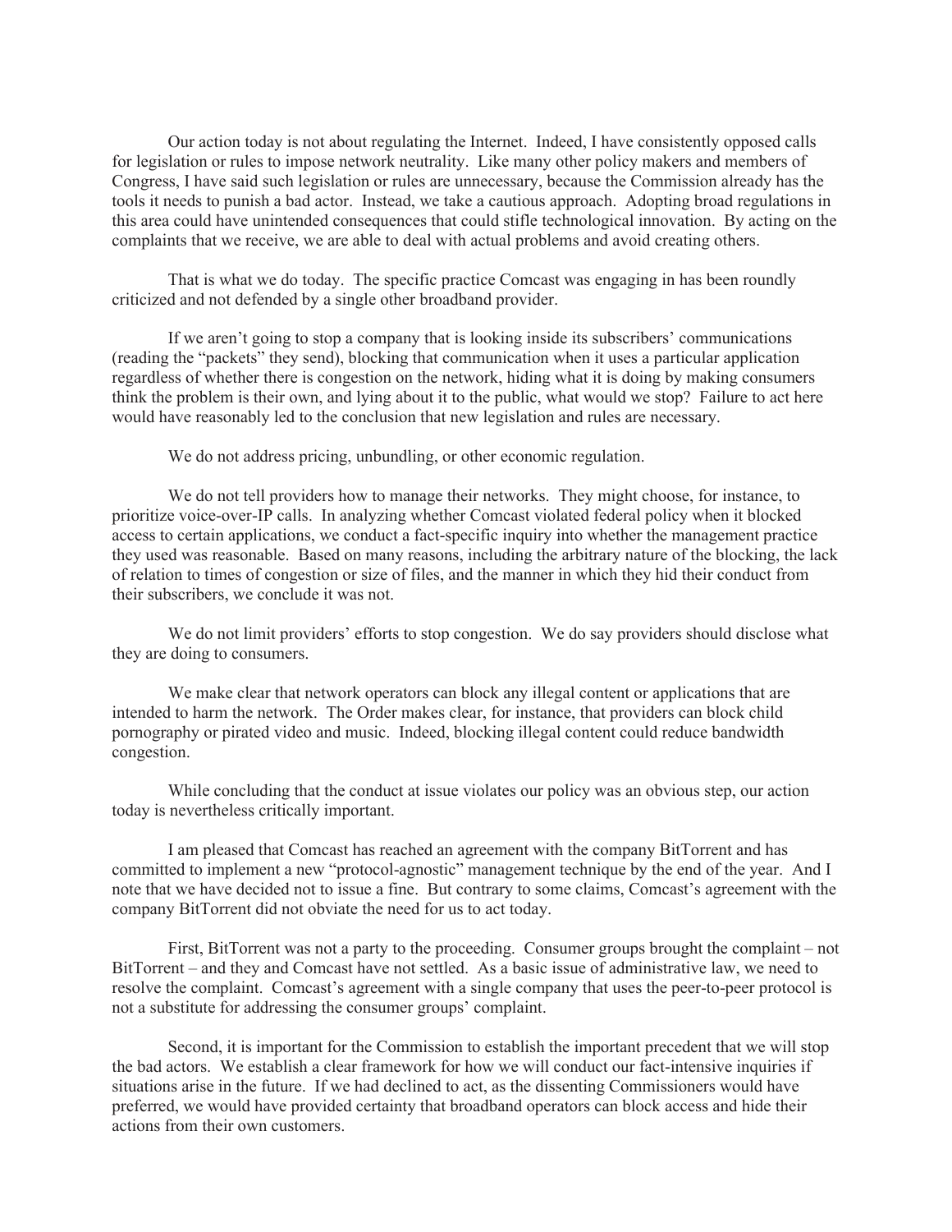Our action today is not about regulating the Internet. Indeed, I have consistently opposed calls for legislation or rules to impose network neutrality. Like many other policy makers and members of Congress, I have said such legislation or rules are unnecessary, because the Commission already has the tools it needs to punish a bad actor. Instead, we take a cautious approach. Adopting broad regulations in this area could have unintended consequences that could stifle technological innovation. By acting on the complaints that we receive, we are able to deal with actual problems and avoid creating others.

That is what we do today. The specific practice Comcast was engaging in has been roundly criticized and not defended by a single other broadband provider.

If we aren't going to stop a company that is looking inside its subscribers' communications (reading the "packets" they send), blocking that communication when it uses a particular application regardless of whether there is congestion on the network, hiding what it is doing by making consumers think the problem is their own, and lying about it to the public, what would we stop? Failure to act here would have reasonably led to the conclusion that new legislation and rules are necessary.

We do not address pricing, unbundling, or other economic regulation.

We do not tell providers how to manage their networks. They might choose, for instance, to prioritize voice-over-IP calls. In analyzing whether Comcast violated federal policy when it blocked access to certain applications, we conduct a fact-specific inquiry into whether the management practice they used was reasonable. Based on many reasons, including the arbitrary nature of the blocking, the lack of relation to times of congestion or size of files, and the manner in which they hid their conduct from their subscribers, we conclude it was not.

We do not limit providers' efforts to stop congestion. We do say providers should disclose what they are doing to consumers.

We make clear that network operators can block any illegal content or applications that are intended to harm the network. The Order makes clear, for instance, that providers can block child pornography or pirated video and music. Indeed, blocking illegal content could reduce bandwidth congestion.

While concluding that the conduct at issue violates our policy was an obvious step, our action today is nevertheless critically important.

I am pleased that Comcast has reached an agreement with the company BitTorrent and has committed to implement a new "protocol-agnostic" management technique by the end of the year. And I note that we have decided not to issue a fine. But contrary to some claims, Comcast's agreement with the company BitTorrent did not obviate the need for us to act today.

First, BitTorrent was not a party to the proceeding. Consumer groups brought the complaint – not BitTorrent – and they and Comcast have not settled. As a basic issue of administrative law, we need to resolve the complaint. Comcast's agreement with a single company that uses the peer-to-peer protocol is not a substitute for addressing the consumer groups' complaint.

Second, it is important for the Commission to establish the important precedent that we will stop the bad actors. We establish a clear framework for how we will conduct our fact-intensive inquiries if situations arise in the future. If we had declined to act, as the dissenting Commissioners would have preferred, we would have provided certainty that broadband operators can block access and hide their actions from their own customers.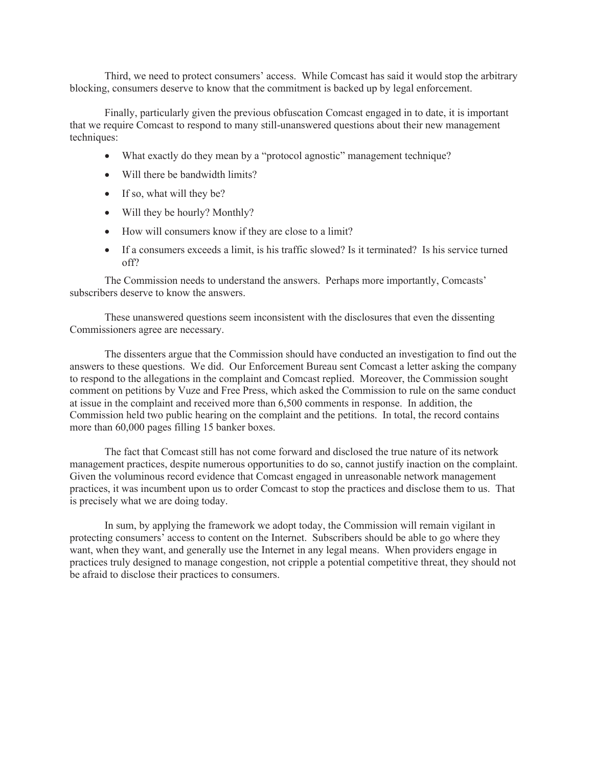Third, we need to protect consumers' access. While Comcast has said it would stop the arbitrary blocking, consumers deserve to know that the commitment is backed up by legal enforcement.

Finally, particularly given the previous obfuscation Comcast engaged in to date, it is important that we require Comcast to respond to many still-unanswered questions about their new management techniques:

- What exactly do they mean by a "protocol agnostic" management technique?
- Will there be bandwidth limits?
- If so, what will they be?
- Will they be hourly? Monthly?
- How will consumers know if they are close to a limit?
- If a consumers exceeds a limit, is his traffic slowed? Is it terminated? Is his service turned off?

The Commission needs to understand the answers. Perhaps more importantly, Comcasts' subscribers deserve to know the answers.

These unanswered questions seem inconsistent with the disclosures that even the dissenting Commissioners agree are necessary.

The dissenters argue that the Commission should have conducted an investigation to find out the answers to these questions. We did. Our Enforcement Bureau sent Comcast a letter asking the company to respond to the allegations in the complaint and Comcast replied. Moreover, the Commission sought comment on petitions by Vuze and Free Press, which asked the Commission to rule on the same conduct at issue in the complaint and received more than 6,500 comments in response. In addition, the Commission held two public hearing on the complaint and the petitions. In total, the record contains more than 60,000 pages filling 15 banker boxes.

The fact that Comcast still has not come forward and disclosed the true nature of its network management practices, despite numerous opportunities to do so, cannot justify inaction on the complaint. Given the voluminous record evidence that Comcast engaged in unreasonable network management practices, it was incumbent upon us to order Comcast to stop the practices and disclose them to us. That is precisely what we are doing today.

In sum, by applying the framework we adopt today, the Commission will remain vigilant in protecting consumers' access to content on the Internet. Subscribers should be able to go where they want, when they want, and generally use the Internet in any legal means. When providers engage in practices truly designed to manage congestion, not cripple a potential competitive threat, they should not be afraid to disclose their practices to consumers.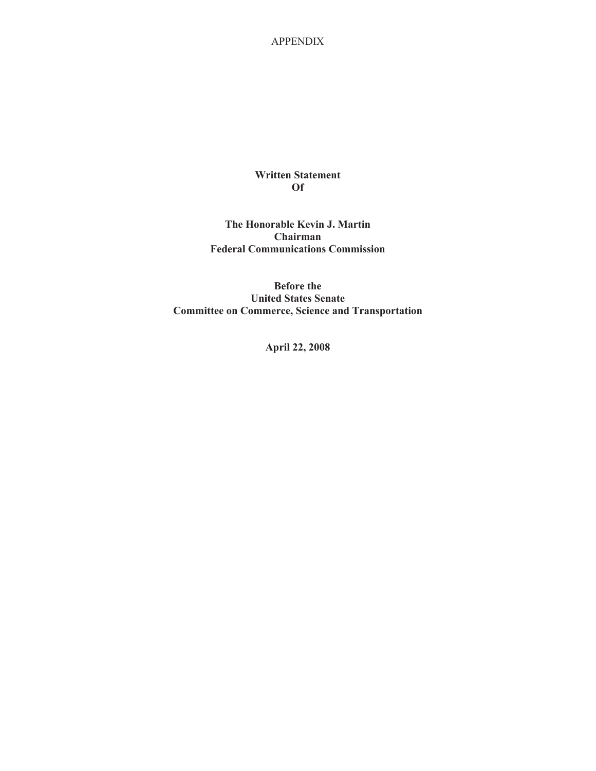APPENDIX

**Written Statement**
**Of**

**The Honorable Kevin J. Martin**
**Chairman**
**Federal Communications Commission**

**Before the**
**United States Senate**
**Committee on Commerce, Science and Transportation**

**April 22, 2008**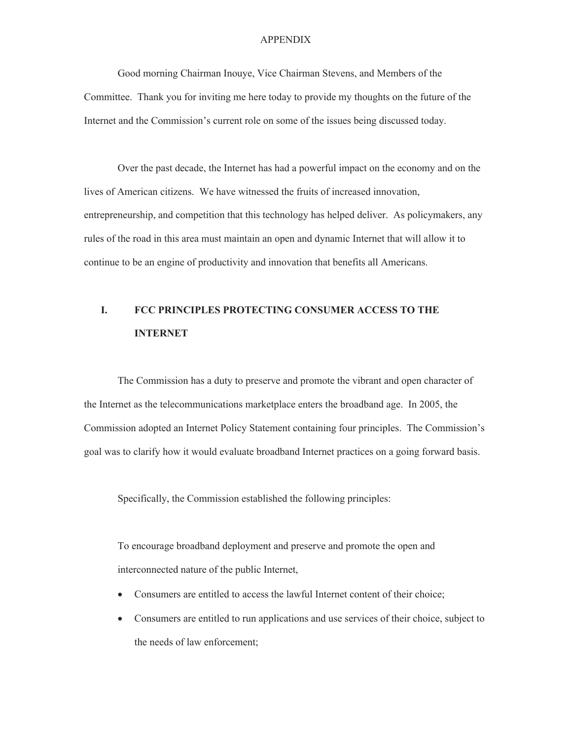# APPENDIX

Good morning Chairman Inouye, Vice Chairman Stevens, and Members of the Committee. Thank you for inviting me here today to provide my thoughts on the future of the Internet and the Commission's current role on some of the issues being discussed today.

Over the past decade, the Internet has had a powerful impact on the economy and on the lives of American citizens. We have witnessed the fruits of increased innovation, entrepreneurship, and competition that this technology has helped deliver. As policymakers, any rules of the road in this area must maintain an open and dynamic Internet that will allow it to continue to be an engine of productivity and innovation that benefits all Americans.

## I. FCC PRINCIPLES PROTECTING CONSUMER ACCESS TO THE INTERNET

The Commission has a duty to preserve and promote the vibrant and open character of the Internet as the telecommunications marketplace enters the broadband age. In 2005, the Commission adopted an Internet Policy Statement containing four principles. The Commission's goal was to clarify how it would evaluate broadband Internet practices on a going forward basis.

Specifically, the Commission established the following principles:

To encourage broadband deployment and preserve and promote the open and interconnected nature of the public Internet,

- Consumers are entitled to access the lawful Internet content of their choice;
- Consumers are entitled to run applications and use services of their choice, subject to the needs of law enforcement;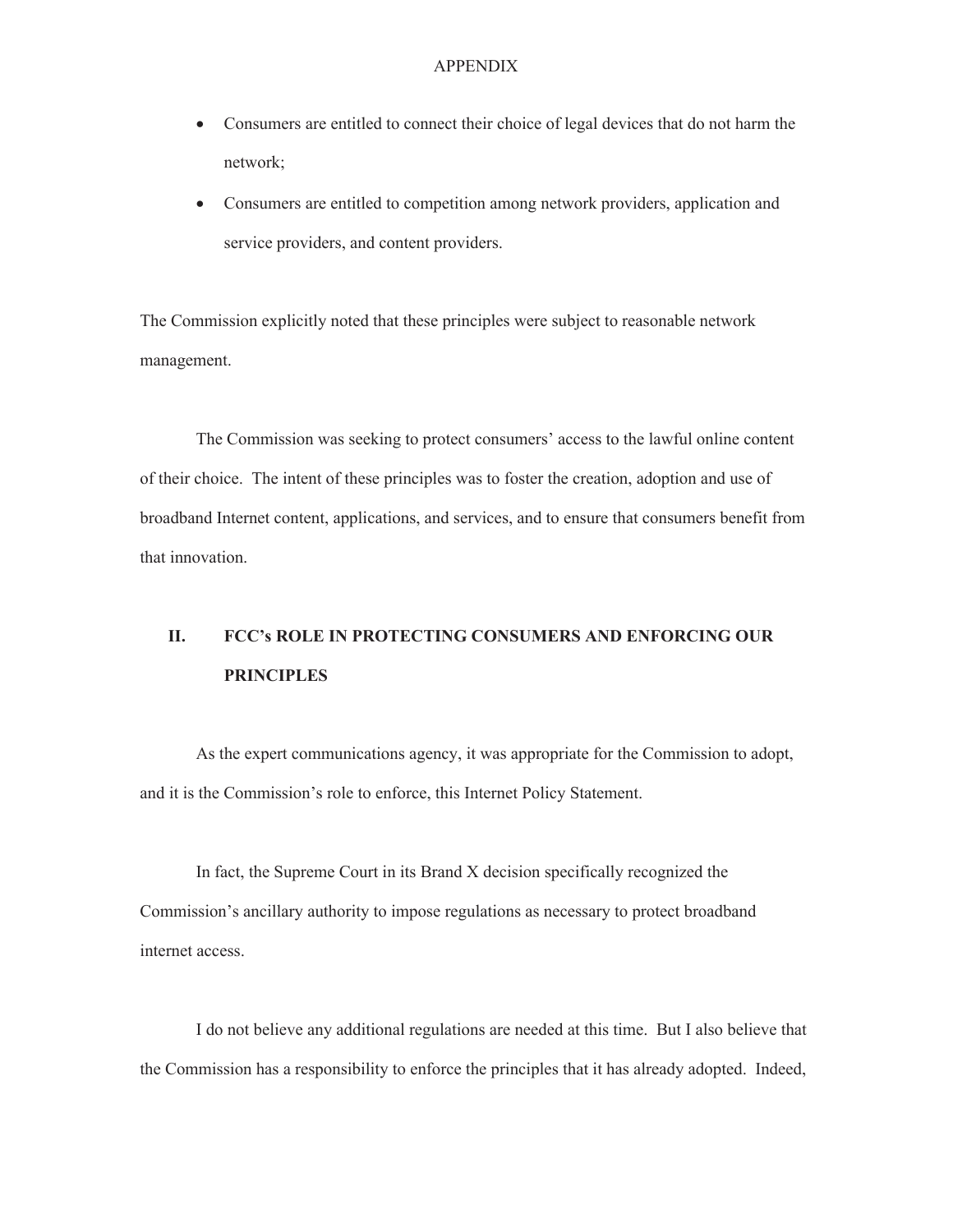APPENDIX

- Consumers are entitled to connect their choice of legal devices that do not harm the network;
- Consumers are entitled to competition among network providers, application and service providers, and content providers.

The Commission explicitly noted that these principles were subject to reasonable network management.

The Commission was seeking to protect consumers' access to the lawful online content of their choice. The intent of these principles was to foster the creation, adoption and use of broadband Internet content, applications, and services, and to ensure that consumers benefit from that innovation.

## II. FCC's ROLE IN PROTECTING CONSUMERS AND ENFORCING OUR PRINCIPLES

As the expert communications agency, it was appropriate for the Commission to adopt, and it is the Commission's role to enforce, this Internet Policy Statement.

In fact, the Supreme Court in its Brand X decision specifically recognized the Commission's ancillary authority to impose regulations as necessary to protect broadband internet access.

I do not believe any additional regulations are needed at this time. But I also believe that the Commission has a responsibility to enforce the principles that it has already adopted. Indeed,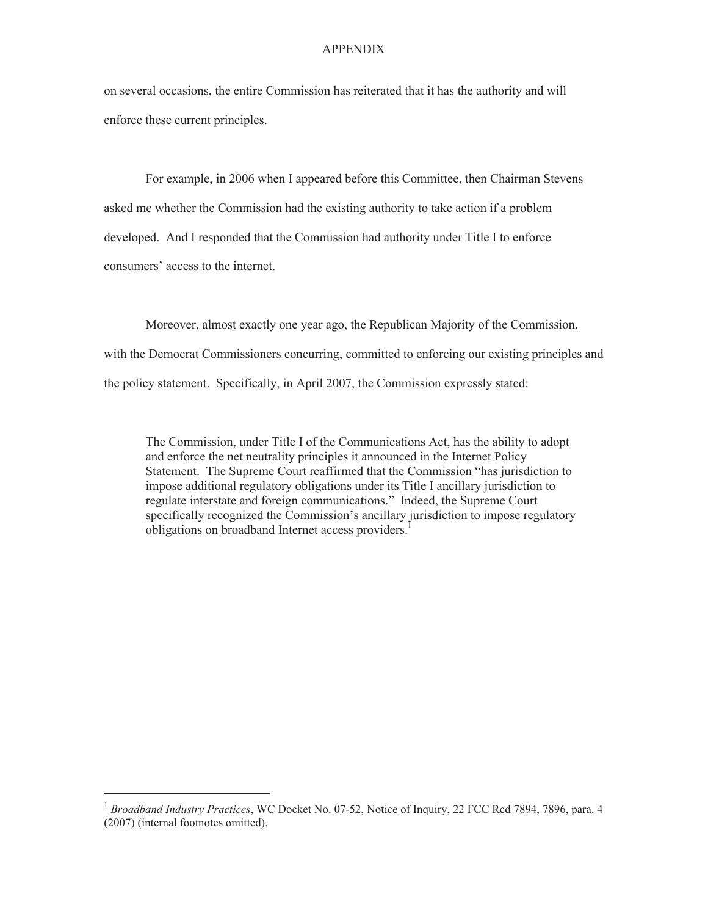on several occasions, the entire Commission has reiterated that it has the authority and will enforce these current principles.

For example, in 2006 when I appeared before this Committee, then Chairman Stevens asked me whether the Commission had the existing authority to take action if a problem developed. And I responded that the Commission had authority under Title I to enforce consumers' access to the internet.

Moreover, almost exactly one year ago, the Republican Majority of the Commission, with the Democrat Commissioners concurring, committed to enforcing our existing principles and the policy statement. Specifically, in April 2007, the Commission expressly stated:

> The Commission, under Title I of the Communications Act, has the ability to adopt and enforce the net neutrality principles it announced in the Internet Policy Statement. The Supreme Court reaffirmed that the Commission "has jurisdiction to impose additional regulatory obligations under its Title I ancillary jurisdiction to regulate interstate and foreign communications." Indeed, the Supreme Court specifically recognized the Commission's ancillary jurisdiction to impose regulatory obligations on broadband Internet access providers.[1]

---

[1] *Broadband Industry Practices*, WC Docket No. 07-52, Notice of Inquiry, 22 FCC Rcd 7894, 7896, para. 4 (2007) (internal footnotes omitted).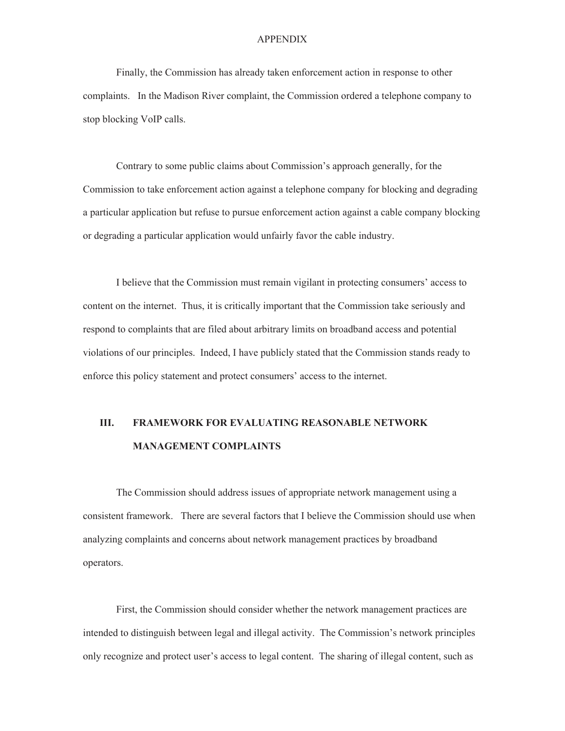APPENDIX

Finally, the Commission has already taken enforcement action in response to other complaints. In the Madison River complaint, the Commission ordered a telephone company to stop blocking VoIP calls.

Contrary to some public claims about Commission's approach generally, for the Commission to take enforcement action against a telephone company for blocking and degrading a particular application but refuse to pursue enforcement action against a cable company blocking or degrading a particular application would unfairly favor the cable industry.

I believe that the Commission must remain vigilant in protecting consumers' access to content on the internet. Thus, it is critically important that the Commission take seriously and respond to complaints that are filed about arbitrary limits on broadband access and potential violations of our principles. Indeed, I have publicly stated that the Commission stands ready to enforce this policy statement and protect consumers' access to the internet.

## III. FRAMEWORK FOR EVALUATING REASONABLE NETWORK MANAGEMENT COMPLAINTS

The Commission should address issues of appropriate network management using a consistent framework. There are several factors that I believe the Commission should use when analyzing complaints and concerns about network management practices by broadband operators.

First, the Commission should consider whether the network management practices are intended to distinguish between legal and illegal activity. The Commission's network principles only recognize and protect user's access to legal content. The sharing of illegal content, such as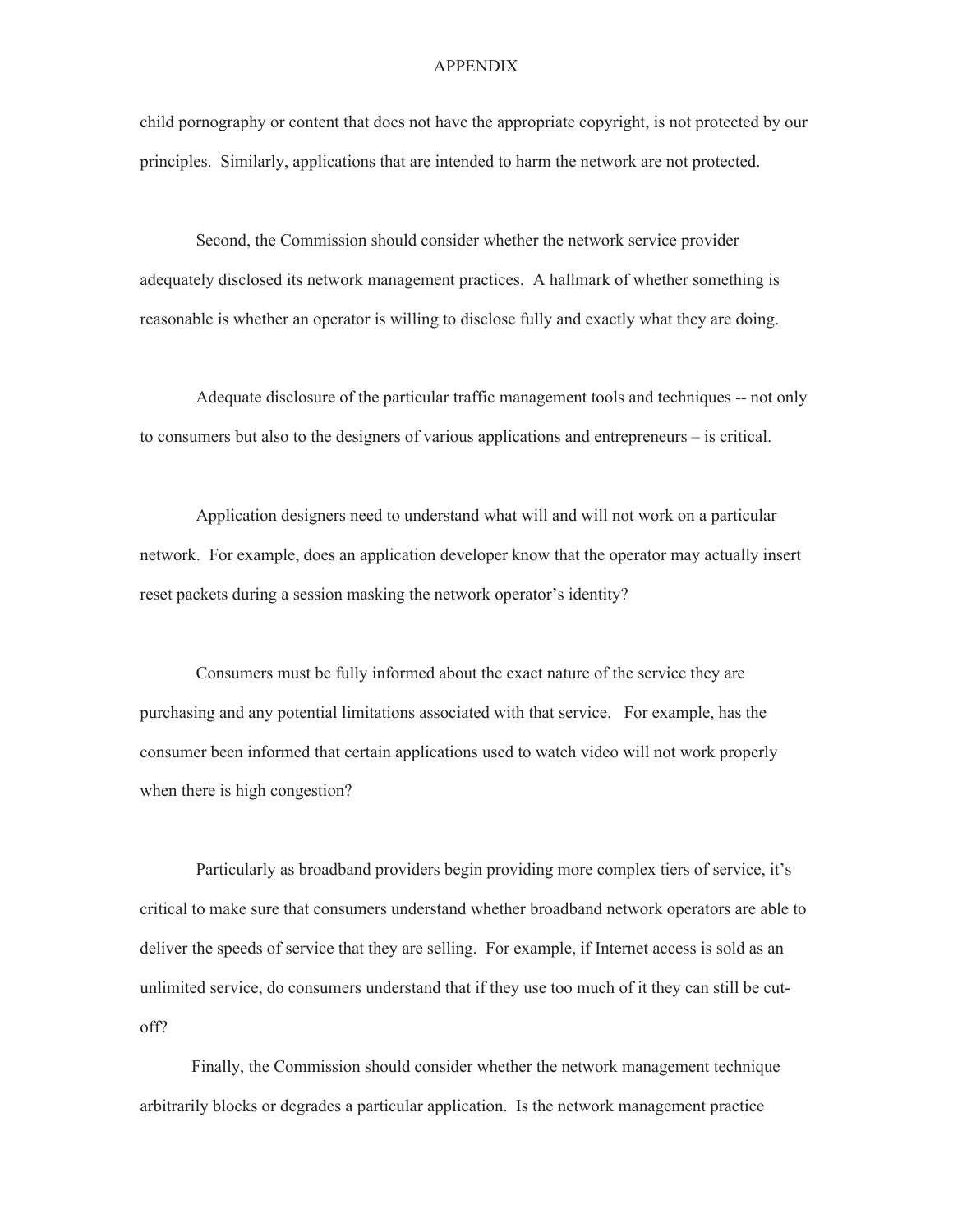child pornography or content that does not have the appropriate copyright, is not protected by our principles. Similarly, applications that are intended to harm the network are not protected.

Second, the Commission should consider whether the network service provider adequately disclosed its network management practices. A hallmark of whether something is reasonable is whether an operator is willing to disclose fully and exactly what they are doing.

Adequate disclosure of the particular traffic management tools and techniques -- not only to consumers but also to the designers of various applications and entrepreneurs – is critical.

Application designers need to understand what will and will not work on a particular network. For example, does an application developer know that the operator may actually insert reset packets during a session masking the network operator's identity?

Consumers must be fully informed about the exact nature of the service they are purchasing and any potential limitations associated with that service. For example, has the consumer been informed that certain applications used to watch video will not work properly when there is high congestion?

Particularly as broadband providers begin providing more complex tiers of service, it's critical to make sure that consumers understand whether broadband network operators are able to deliver the speeds of service that they are selling. For example, if Internet access is sold as an unlimited service, do consumers understand that if they use too much of it they can still be cut-off?

Finally, the Commission should consider whether the network management technique arbitrarily blocks or degrades a particular application. Is the network management practice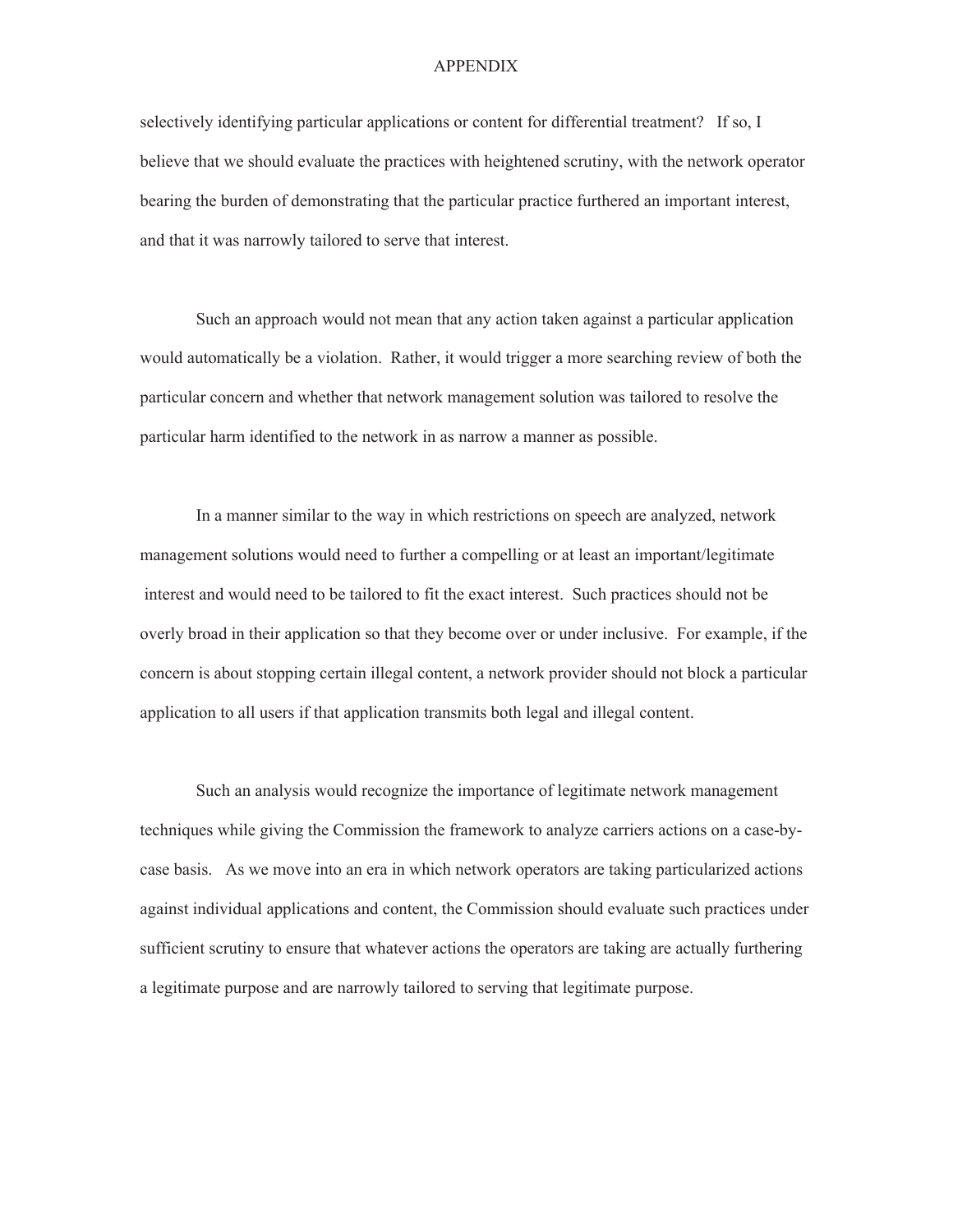selectively identifying particular applications or content for differential treatment? If so, I believe that we should evaluate the practices with heightened scrutiny, with the network operator bearing the burden of demonstrating that the particular practice furthered an important interest, and that it was narrowly tailored to serve that interest.

Such an approach would not mean that any action taken against a particular application would automatically be a violation. Rather, it would trigger a more searching review of both the particular concern and whether that network management solution was tailored to resolve the particular harm identified to the network in as narrow a manner as possible.

In a manner similar to the way in which restrictions on speech are analyzed, network management solutions would need to further a compelling or at least an important/legitimate interest and would need to be tailored to fit the exact interest. Such practices should not be overly broad in their application so that they become over or under inclusive. For example, if the concern is about stopping certain illegal content, a network provider should not block a particular application to all users if that application transmits both legal and illegal content.

Such an analysis would recognize the importance of legitimate network management techniques while giving the Commission the framework to analyze carriers actions on a case-by-case basis. As we move into an era in which network operators are taking particularized actions against individual applications and content, the Commission should evaluate such practices under sufficient scrutiny to ensure that whatever actions the operators are taking are actually furthering a legitimate purpose and are narrowly tailored to serving that legitimate purpose.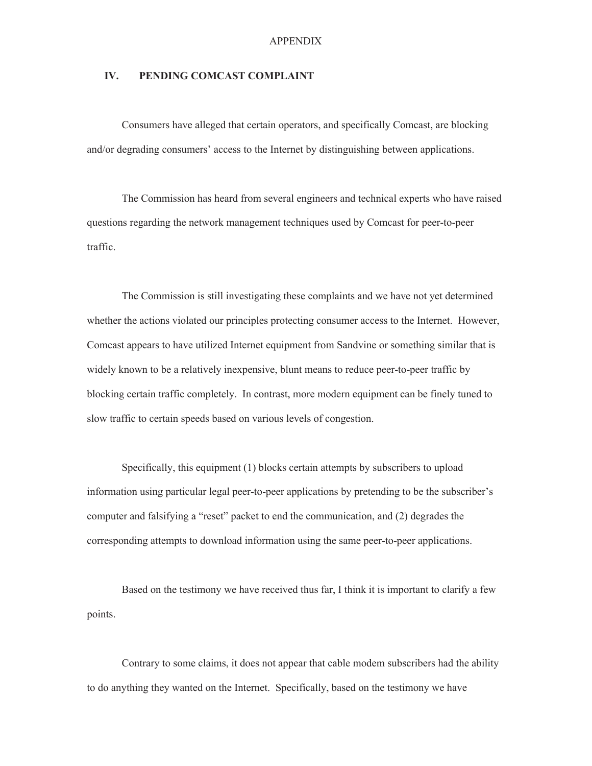APPENDIX

## IV. PENDING COMCAST COMPLAINT

Consumers have alleged that certain operators, and specifically Comcast, are blocking and/or degrading consumers' access to the Internet by distinguishing between applications.

The Commission has heard from several engineers and technical experts who have raised questions regarding the network management techniques used by Comcast for peer-to-peer traffic.

The Commission is still investigating these complaints and we have not yet determined whether the actions violated our principles protecting consumer access to the Internet. However, Comcast appears to have utilized Internet equipment from Sandvine or something similar that is widely known to be a relatively inexpensive, blunt means to reduce peer-to-peer traffic by blocking certain traffic completely. In contrast, more modern equipment can be finely tuned to slow traffic to certain speeds based on various levels of congestion.

Specifically, this equipment (1) blocks certain attempts by subscribers to upload information using particular legal peer-to-peer applications by pretending to be the subscriber's computer and falsifying a "reset" packet to end the communication, and (2) degrades the corresponding attempts to download information using the same peer-to-peer applications.

Based on the testimony we have received thus far, I think it is important to clarify a few points.

Contrary to some claims, it does not appear that cable modem subscribers had the ability to do anything they wanted on the Internet. Specifically, based on the testimony we have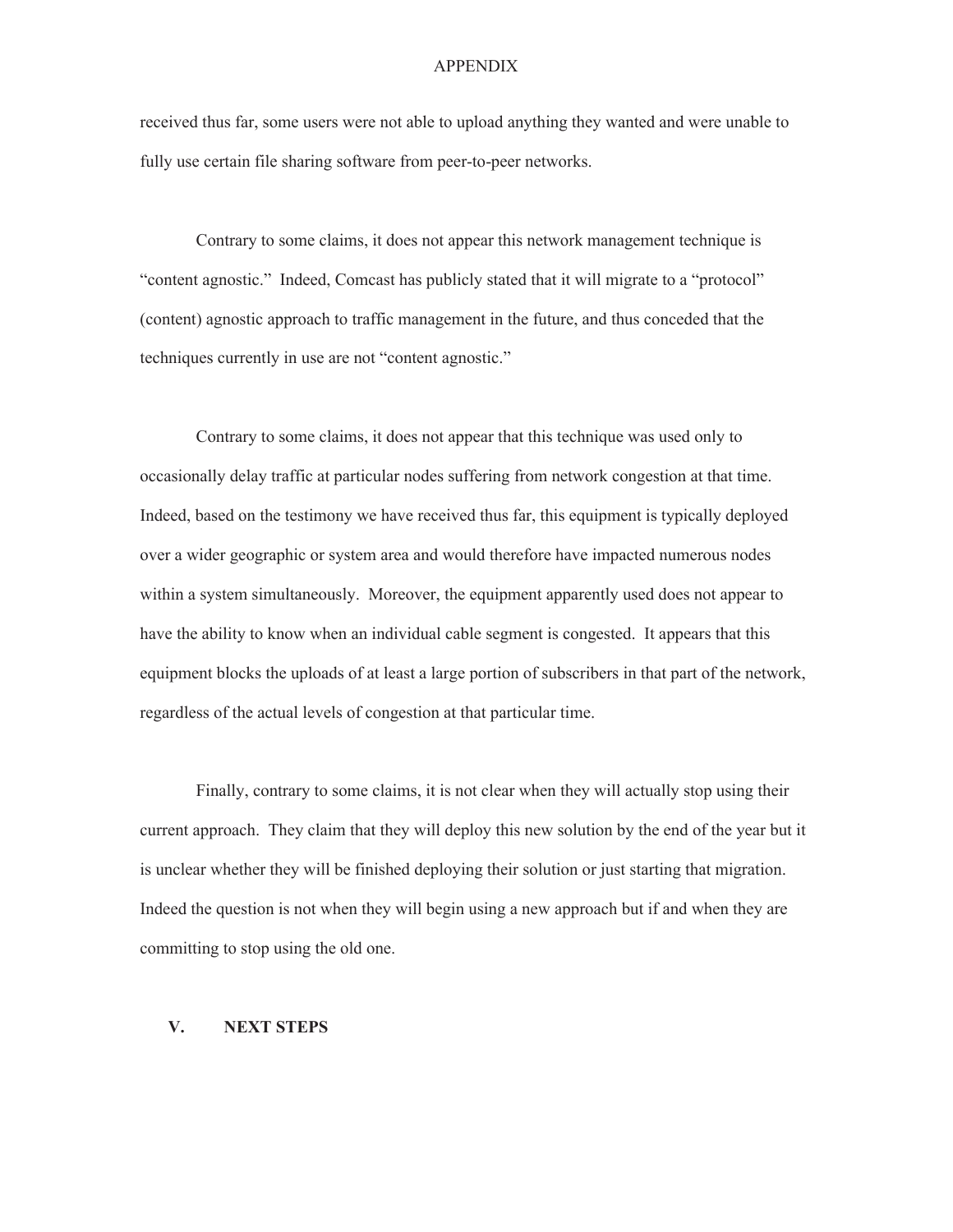received thus far, some users were not able to upload anything they wanted and were unable to fully use certain file sharing software from peer-to-peer networks.

Contrary to some claims, it does not appear this network management technique is "content agnostic." Indeed, Comcast has publicly stated that it will migrate to a "protocol" (content) agnostic approach to traffic management in the future, and thus conceded that the techniques currently in use are not "content agnostic."

Contrary to some claims, it does not appear that this technique was used only to occasionally delay traffic at particular nodes suffering from network congestion at that time. Indeed, based on the testimony we have received thus far, this equipment is typically deployed over a wider geographic or system area and would therefore have impacted numerous nodes within a system simultaneously. Moreover, the equipment apparently used does not appear to have the ability to know when an individual cable segment is congested. It appears that this equipment blocks the uploads of at least a large portion of subscribers in that part of the network, regardless of the actual levels of congestion at that particular time.

Finally, contrary to some claims, it is not clear when they will actually stop using their current approach. They claim that they will deploy this new solution by the end of the year but it is unclear whether they will be finished deploying their solution or just starting that migration. Indeed the question is not when they will begin using a new approach but if and when they are committing to stop using the old one.

## V. NEXT STEPS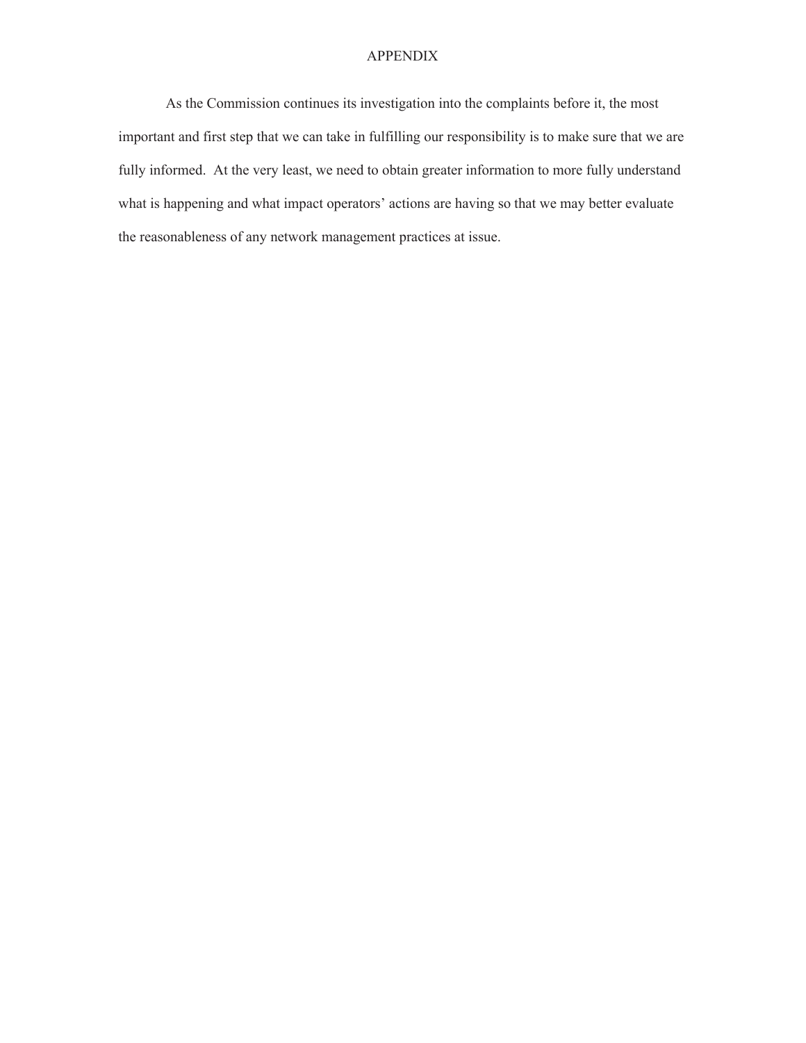# APPENDIX

As the Commission continues its investigation into the complaints before it, the most important and first step that we can take in fulfilling our responsibility is to make sure that we are fully informed. At the very least, we need to obtain greater information to more fully understand what is happening and what impact operators' actions are having so that we may better evaluate the reasonableness of any network management practices at issue.